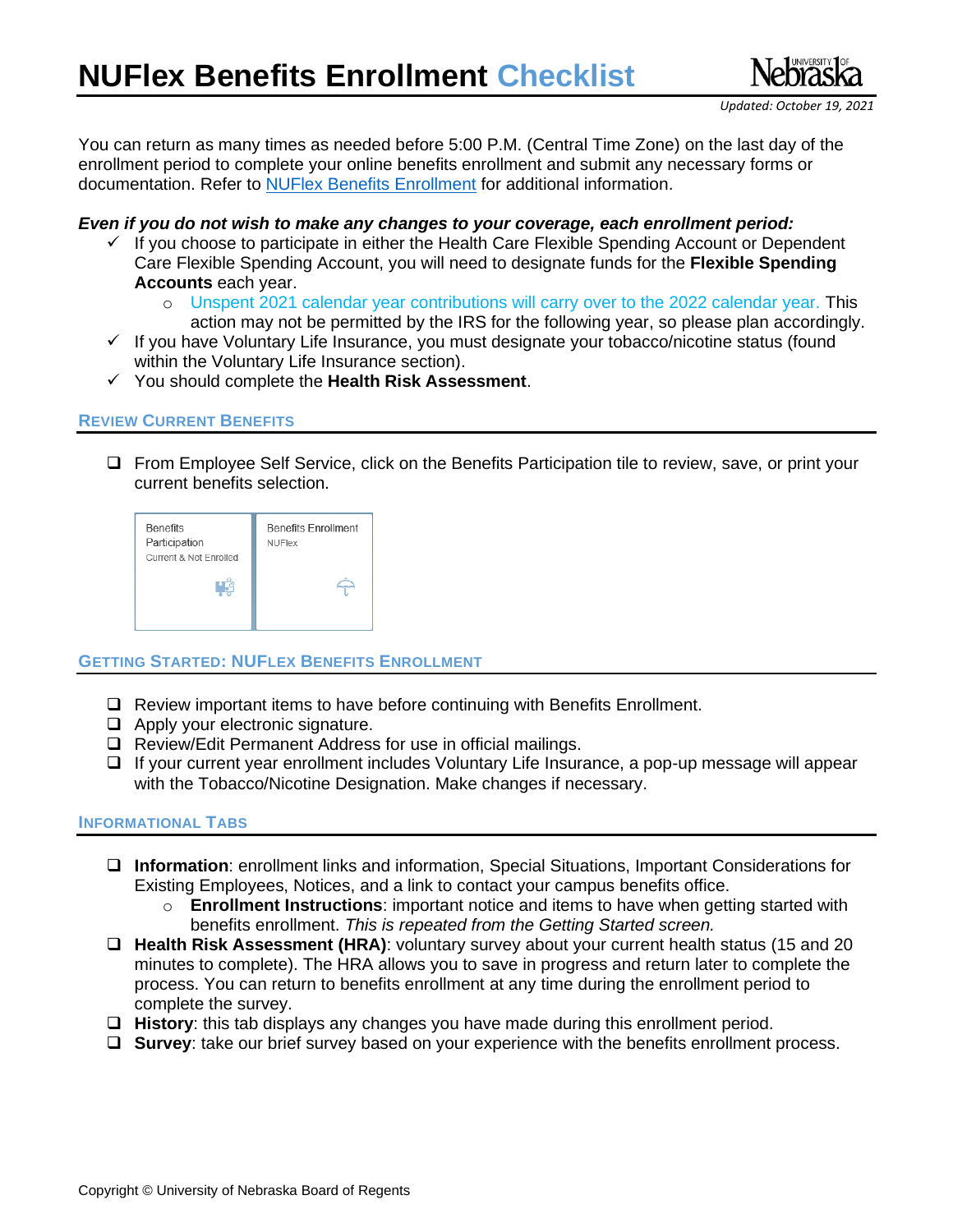# NUFlex Benefits Enrollment Checklist

*Updated: October 19, 2021*

You can return as many times as needed before 5:00 P.M. (Central Time Zone) on the last day of the enrollment period to complete your online benefits enrollment and submit any necessary forms or documentation. Refer to NUFlex Benefits Enrollment for additional information.

***Even if you do not wish to make any changes to your coverage, each enrollment period:***

- ✓ If you choose to participate in either the Health Care Flexible Spending Account or Dependent Care Flexible Spending Account, you will need to designate funds for the **Flexible Spending Accounts** each year.
  - Unspent 2021 calendar year contributions will carry over to the 2022 calendar year. This action may not be permitted by the IRS for the following year, so please plan accordingly.
- ✓ If you have Voluntary Life Insurance, you must designate your tobacco/nicotine status (found within the Voluntary Life Insurance section).
- ✓ You should complete the **Health Risk Assessment**.

## Review Current Benefits

- ❑ From Employee Self Service, click on the Benefits Participation tile to review, save, or print your current benefits selection.

| Benefits Participation<br>Current & Not Enrolled | Benefits Enrollment<br>NUFlex |
|---|---|

## Getting Started: NUFlex Benefits Enrollment

- ❑ Review important items to have before continuing with Benefits Enrollment.
- ❑ Apply your electronic signature.
- ❑ Review/Edit Permanent Address for use in official mailings.
- ❑ If your current year enrollment includes Voluntary Life Insurance, a pop-up message will appear with the Tobacco/Nicotine Designation. Make changes if necessary.

## Informational Tabs

- ❑ **Information**: enrollment links and information, Special Situations, Important Considerations for Existing Employees, Notices, and a link to contact your campus benefits office.
  - **Enrollment Instructions**: important notice and items to have when getting started with benefits enrollment. *This is repeated from the Getting Started screen.*
- ❑ **Health Risk Assessment (HRA)**: voluntary survey about your current health status (15 and 20 minutes to complete). The HRA allows you to save in progress and return later to complete the process. You can return to benefits enrollment at any time during the enrollment period to complete the survey.
- ❑ **History**: this tab displays any changes you have made during this enrollment period.
- ❑ **Survey**: take our brief survey based on your experience with the benefits enrollment process.

Copyright © University of Nebraska Board of Regents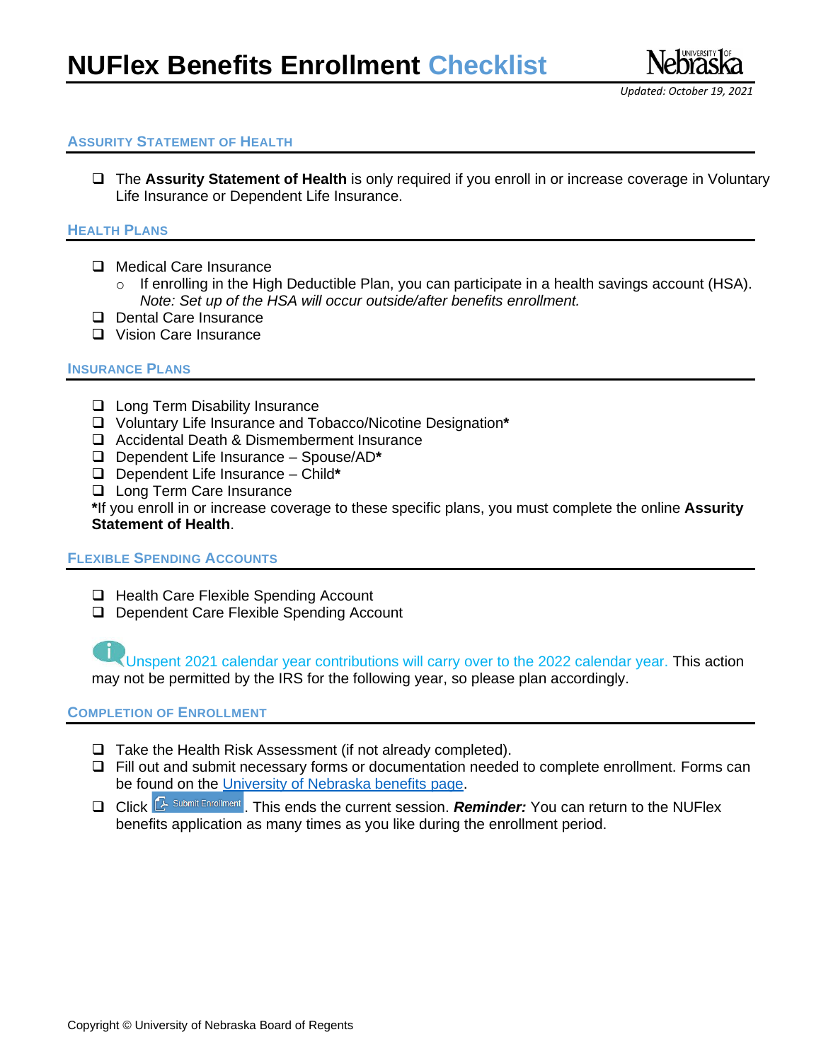# NUFlex Benefits Enrollment Checklist

*Updated: October 19, 2021*

## Assurity Statement of Health

- ☐ The **Assurity Statement of Health** is only required if you enroll in or increase coverage in Voluntary Life Insurance or Dependent Life Insurance.

## Health Plans

- ☐ Medical Care Insurance
  - If enrolling in the High Deductible Plan, you can participate in a health savings account (HSA). *Note: Set up of the HSA will occur outside/after benefits enrollment.*
- ☐ Dental Care Insurance
- ☐ Vision Care Insurance

## Insurance Plans

- ☐ Long Term Disability Insurance
- ☐ Voluntary Life Insurance and Tobacco/Nicotine Designation**\***
- ☐ Accidental Death & Dismemberment Insurance
- ☐ Dependent Life Insurance – Spouse/AD**\***
- ☐ Dependent Life Insurance – Child**\***
- ☐ Long Term Care Insurance

**\***If you enroll in or increase coverage to these specific plans, you must complete the online **Assurity Statement of Health**.

## Flexible Spending Accounts

- ☐ Health Care Flexible Spending Account
- ☐ Dependent Care Flexible Spending Account

Unspent 2021 calendar year contributions will carry over to the 2022 calendar year. This action may not be permitted by the IRS for the following year, so please plan accordingly.

## Completion of Enrollment

- ☐ Take the Health Risk Assessment (if not already completed).
- ☐ Fill out and submit necessary forms or documentation needed to complete enrollment. Forms can be found on the University of Nebraska benefits page.
- ☐ Click Submit Enrollment. This ends the current session. ***Reminder:*** You can return to the NUFlex benefits application as many times as you like during the enrollment period.

Copyright © University of Nebraska Board of Regents